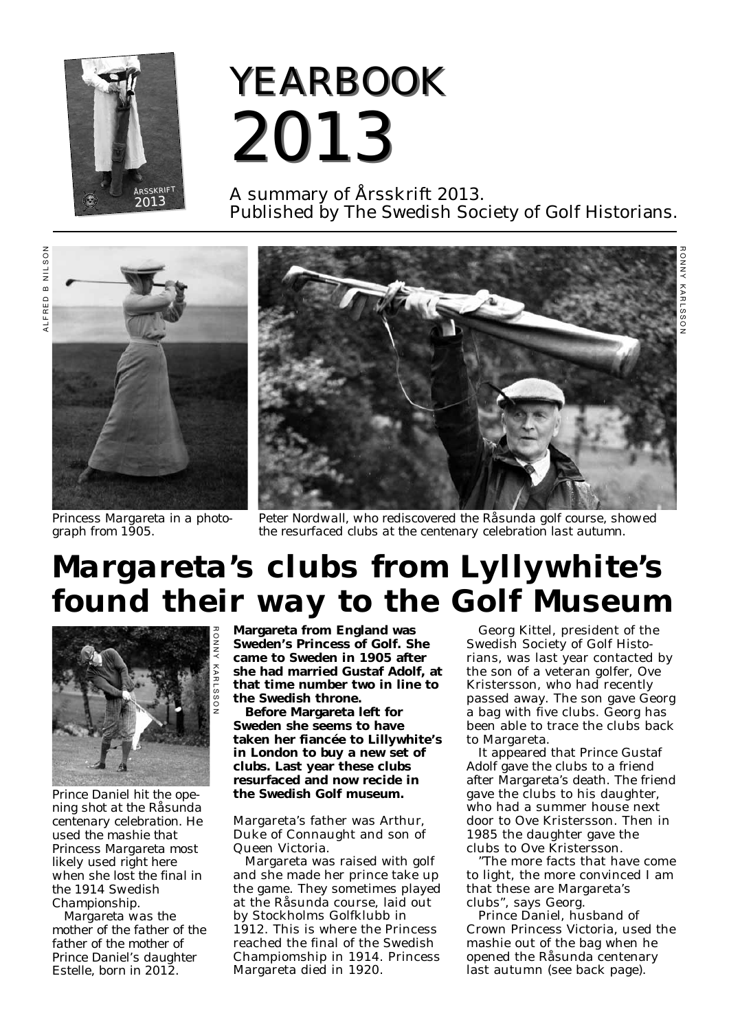# YEARBOOK 2013

A summary of Årsskrift 2013.
Published by The Swedish Society of Golf Historians.

ALFRED B NILSON

Princess Margareta in a photograph from 1905.

RONNY KARLSSON

Peter Nordwall, who rediscovered the Råsunda golf course, showed the resurfaced clubs at the centenary celebration last autumn.

# Margareta's clubs from Lyllywhite's found their way to the Golf Museum

RONNY KARLSSON

Prince Daniel hit the opening shot at the Råsunda centenary celebration. He used the mashie that Princess Margareta most likely used right here when she lost the final in the 1914 Swedish Championship.

Margareta was the mother of the father of the father of the mother of Prince Daniel's daughter Estelle, born in 2012.

**Margareta from England was Sweden's Princess of Golf. She came to Sweden in 1905 after she had married Gustaf Adolf, at that time number two in line to the Swedish throne.**

**Before Margareta left for Sweden she seems to have taken her fiancée to Lillywhite's in London to buy a new set of clubs. Last year these clubs resurfaced and now recide in the Swedish Golf museum.**

Margareta's father was Arthur, Duke of Connaught and son of Queen Victoria.

Margareta was raised with golf and she made her prince take up the game. They sometimes played at the Råsunda course, laid out by Stockholms Golfklubb in 1912. This is where the Princess reached the final of the Swedish Champiomship in 1914. Princess Margareta died in 1920.

Georg Kittel, president of the Swedish Society of Golf Historians, was last year contacted by the son of a veteran golfer, Ove Kristersson, who had recently passed away. The son gave Georg a bag with five clubs. Georg has been able to trace the clubs back to Margareta.

It appeared that Prince Gustaf Adolf gave the clubs to a friend after Margareta's death. The friend gave the clubs to his daughter, who had a summer house next door to Ove Kristersson. Then in 1985 the daughter gave the clubs to Ove Kristersson.

"The more facts that have come to light, the more convinced I am that these are Margareta's clubs", says Georg.

Prince Daniel, husband of Crown Princess Victoria, used the mashie out of the bag when he opened the Råsunda centenary last autumn (see back page).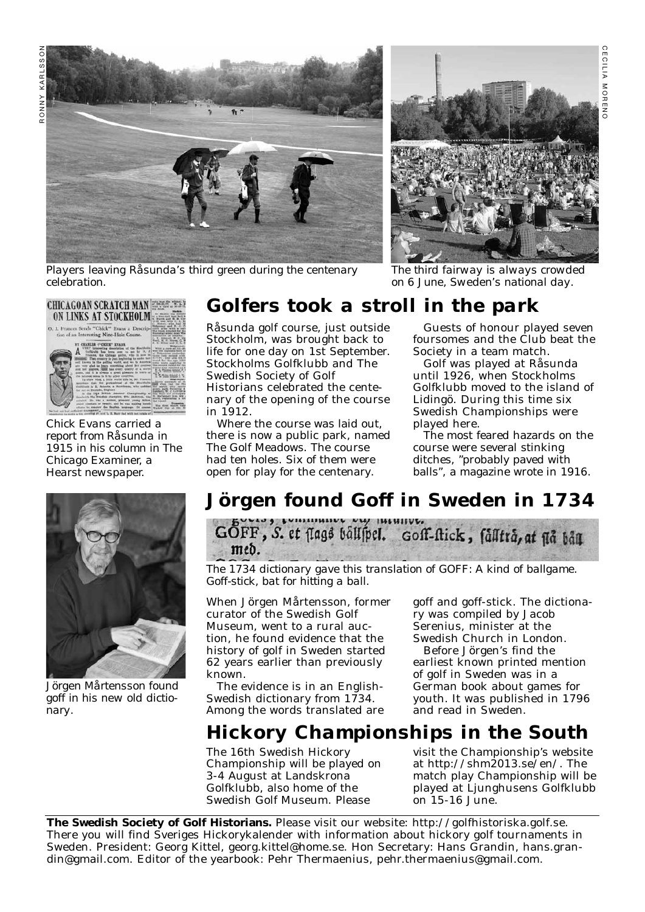Players leaving Råsunda's third green during the centenary celebration.

The third fairway is always crowded on 6 June, Sweden's national day.

## Golfers took a stroll in the park

Chick Evans carried a report from Råsunda in 1915 in his column in The Chicago Examiner, a Hearst newspaper.

Råsunda golf course, just outside Stockholm, was brought back to life for one day on 1st September. Stockholms Golfklubb and The Swedish Society of Golf Historians celebrated the centenary of the opening of the course in 1912.

Where the course was laid out, there is now a public park, named The Golf Meadows. The course had ten holes. Six of them were open for play for the centenary.

Guests of honour played seven foursomes and the Club beat the Society in a team match.

Golf was played at Råsunda until 1926, when Stockholms Golfklubb moved to the island of Lidingö. During this time six Swedish Championships were played here.

The most feared hazards on the course were several stinking ditches, "probably paved with balls", a magazine wrote in 1916.

## Jörgen found Goff in Sweden in 1734

GOFF, S. et slags bållspel. Goff-stick, slagträ, at slå bån med.

The 1734 dictionary gave this translation of GOFF: A kind of ballgame. Goff-stick, bat for hitting a ball.

Jörgen Mårtensson found goff in his new old dictionary.

When Jörgen Mårtensson, former curator of the Swedish Golf Museum, went to a rural auction, he found evidence that the history of golf in Sweden started 62 years earlier than previously known.

The evidence is in an English-Swedish dictionary from 1734. Among the words translated are goff and goff-stick. The dictionary was compiled by Jacob Serenius, minister at the Swedish Church in London.

Before Jörgen's find the earliest known printed mention of golf in Sweden was in a German book about games for youth. It was published in 1796 and read in Sweden.

## Hickory Championships in the South

The 16th Swedish Hickory Championship will be played on 3-4 August at Landskrona Golfklubb, also home of the Swedish Golf Museum. Please visit the Championship's website at http://shm2013.se/en/. The match play Championship will be played at Ljunghusens Golfklubb on 15-16 June.

**The Swedish Society of Golf Historians.** Please visit our website: http://golfhistoriska.golf.se. There you will find Sveriges Hickorykalender with information about hickory golf tournaments in Sweden. President: Georg Kittel, georg.kittel@home.se. Hon Secretary: Hans Grandin, hans.grandin@gmail.com. Editor of the yearbook: Pehr Thermaenius, pehr.thermaenius@gmail.com.